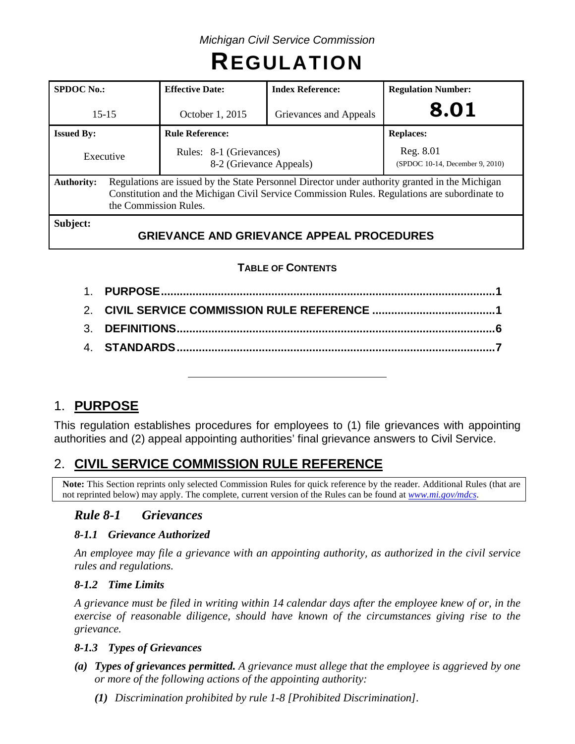*Michigan Civil Service Commission*

# REGULATION

| SPDOC No.: | Effective Date: | Index Reference: | Regulation Number: |
|---|---|---|---|
| 15-15 | October 1, 2015 | Grievances and Appeals | **8.01** |
| **Issued By:** | **Rule Reference:** | | **Replaces:** |
| Executive | Rules: 8-1 (Grievances)<br>8-2 (Grievance Appeals) | | Reg. 8.01<br>(SPDOC 10-14, December 9, 2010) |
| **Authority:** | Regulations are issued by the State Personnel Director under authority granted in the Michigan Constitution and the Michigan Civil Service Commission Rules. Regulations are subordinate to the Commission Rules. | | |
| **Subject:** | **GRIEVANCE AND GRIEVANCE APPEAL PROCEDURES** | | |

**TABLE OF CONTENTS**

1. **PURPOSE** .......... 1
2. **CIVIL SERVICE COMMISSION RULE REFERENCE** .......... 1
3. **DEFINITIONS** .......... 6
4. **STANDARDS** .......... 7

## 1. PURPOSE

This regulation establishes procedures for employees to (1) file grievances with appointing authorities and (2) appeal appointing authorities' final grievance answers to Civil Service.

## 2. CIVIL SERVICE COMMISSION RULE REFERENCE

**Note:** This Section reprints only selected Commission Rules for quick reference by the reader. Additional Rules (that are not reprinted below) may apply. The complete, current version of the Rules can be found at *www.mi.gov/mdcs*.

### *Rule 8-1 Grievances*

#### *8-1.1 Grievance Authorized*

*An employee may file a grievance with an appointing authority, as authorized in the civil service rules and regulations.*

#### *8-1.2 Time Limits*

*A grievance must be filed in writing within 14 calendar days after the employee knew of or, in the exercise of reasonable diligence, should have known of the circumstances giving rise to the grievance.*

#### *8-1.3 Types of Grievances*

***(a)*** ***Types of grievances permitted.*** *A grievance must allege that the employee is aggrieved by one or more of the following actions of the appointing authority:*

- ***(1)*** *Discrimination prohibited by rule 1-8 [Prohibited Discrimination].*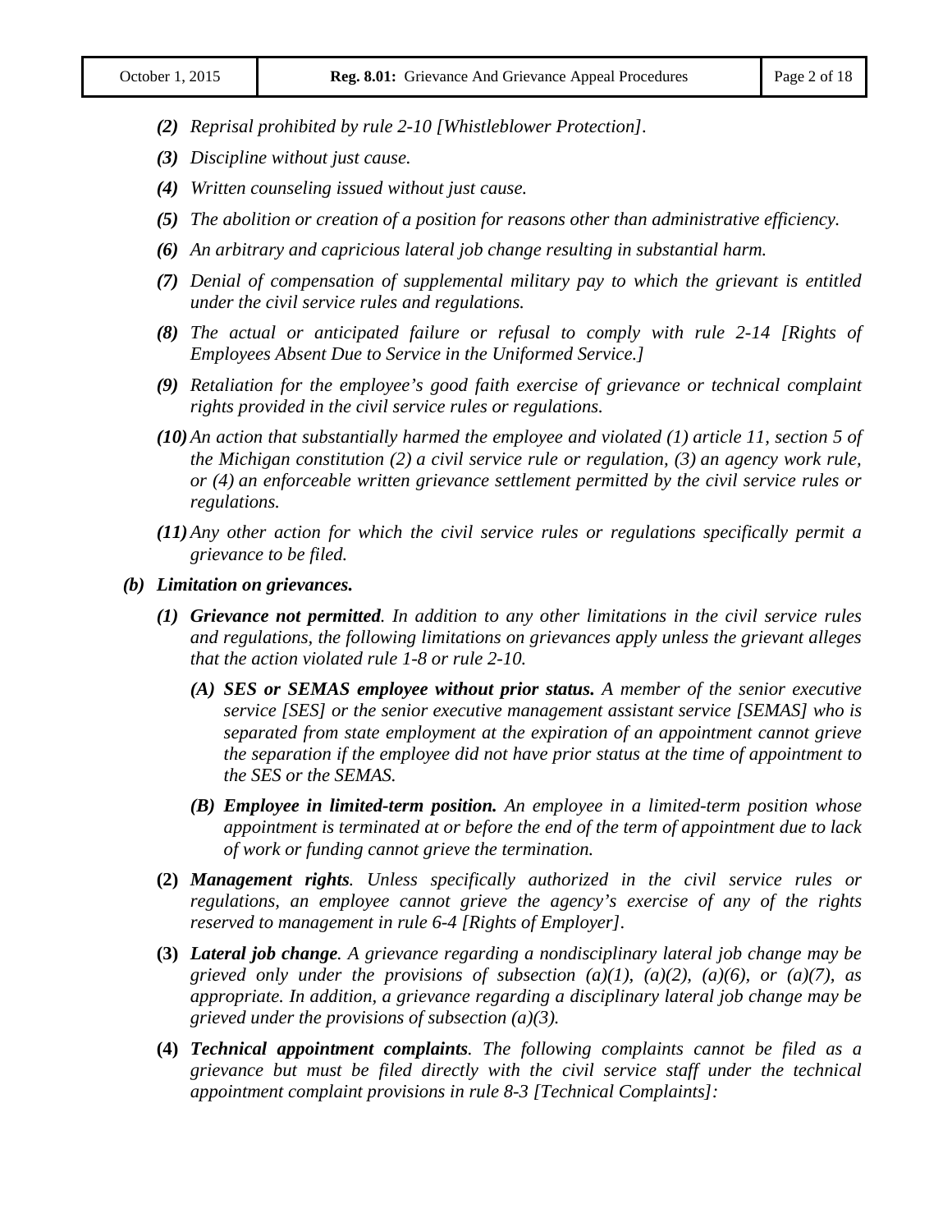*(2) Reprisal prohibited by rule 2-10 [Whistleblower Protection].*

*(3) Discipline without just cause.*

*(4) Written counseling issued without just cause.*

*(5) The abolition or creation of a position for reasons other than administrative efficiency.*

*(6) An arbitrary and capricious lateral job change resulting in substantial harm.*

*(7) Denial of compensation of supplemental military pay to which the grievant is entitled under the civil service rules and regulations.*

*(8) The actual or anticipated failure or refusal to comply with rule 2-14 [Rights of Employees Absent Due to Service in the Uniformed Service.]*

*(9) Retaliation for the employee's good faith exercise of grievance or technical complaint rights provided in the civil service rules or regulations.*

*(10) An action that substantially harmed the employee and violated (1) article 11, section 5 of the Michigan constitution (2) a civil service rule or regulation, (3) an agency work rule, or (4) an enforceable written grievance settlement permitted by the civil service rules or regulations.*

*(11) Any other action for which the civil service rules or regulations specifically permit a grievance to be filed.*

***(b) Limitation on grievances.***

***(1) Grievance not permitted**. In addition to any other limitations in the civil service rules and regulations, the following limitations on grievances apply unless the grievant alleges that the action violated rule 1-8 or rule 2-10.*

***(A) SES or SEMAS employee without prior status.** A member of the senior executive service [SES] or the senior executive management assistant service [SEMAS] who is separated from state employment at the expiration of an appointment cannot grieve the separation if the employee did not have prior status at the time of appointment to the SES or the SEMAS.*

***(B) Employee in limited-term position.** An employee in a limited-term position whose appointment is terminated at or before the end of the term of appointment due to lack of work or funding cannot grieve the termination.*

**(2)** ***Management rights**. Unless specifically authorized in the civil service rules or regulations, an employee cannot grieve the agency's exercise of any of the rights reserved to management in rule 6-4 [Rights of Employer].*

**(3)** ***Lateral job change**. A grievance regarding a nondisciplinary lateral job change may be grieved only under the provisions of subsection (a)(1), (a)(2), (a)(6), or (a)(7), as appropriate. In addition, a grievance regarding a disciplinary lateral job change may be grieved under the provisions of subsection (a)(3).*

**(4)** ***Technical appointment complaints**. The following complaints cannot be filed as a grievance but must be filed directly with the civil service staff under the technical appointment complaint provisions in rule 8-3 [Technical Complaints]:*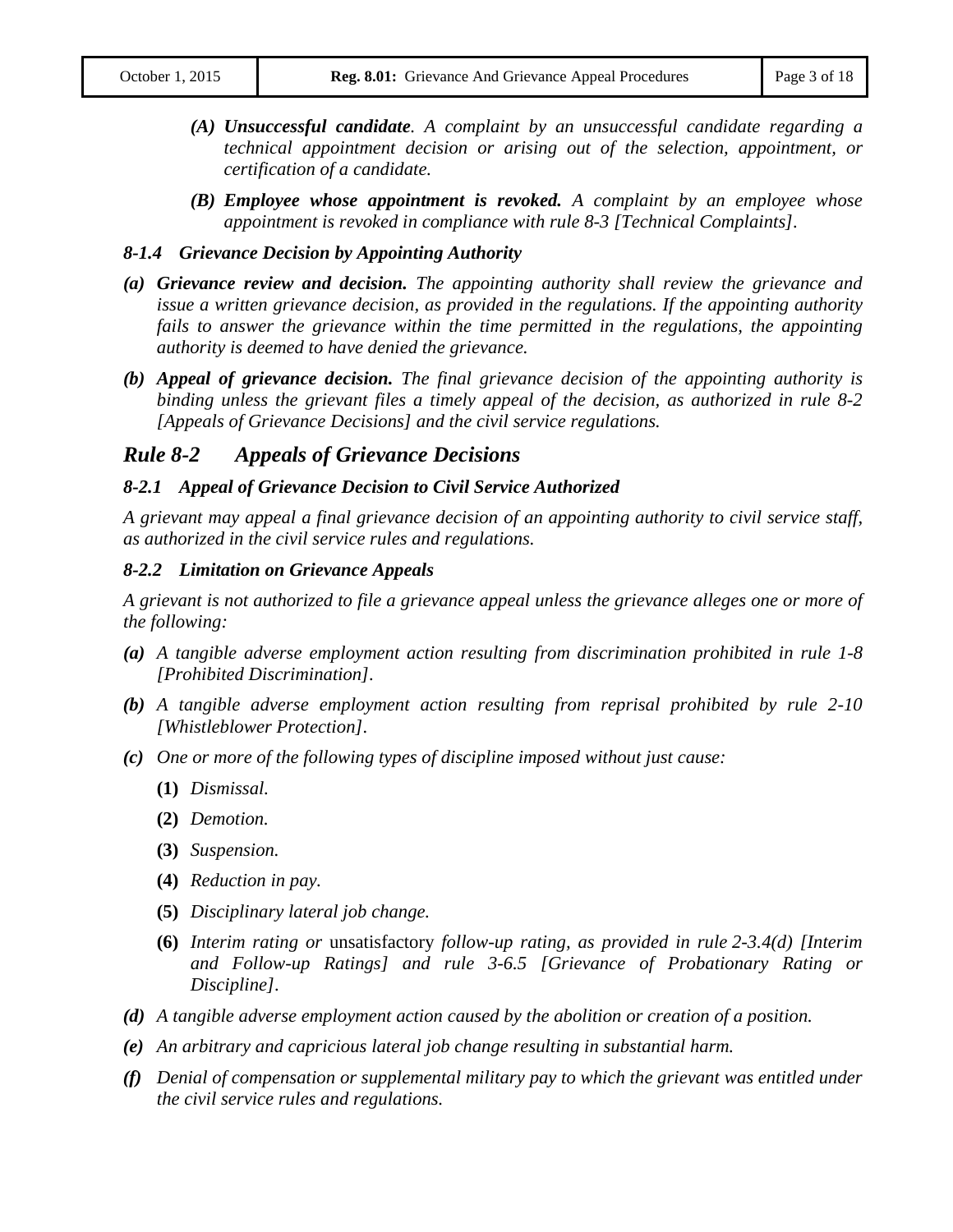*(A)* ***Unsuccessful candidate****. A complaint by an unsuccessful candidate regarding a technical appointment decision or arising out of the selection, appointment, or certification of a candidate.*

*(B)* ***Employee whose appointment is revoked.*** *A complaint by an employee whose appointment is revoked in compliance with rule 8-3 [Technical Complaints].*

### *8-1.4 Grievance Decision by Appointing Authority*

***(a) Grievance review and decision.*** *The appointing authority shall review the grievance and issue a written grievance decision, as provided in the regulations. If the appointing authority fails to answer the grievance within the time permitted in the regulations, the appointing authority is deemed to have denied the grievance.*

***(b) Appeal of grievance decision.*** *The final grievance decision of the appointing authority is binding unless the grievant files a timely appeal of the decision, as authorized in rule 8-2 [Appeals of Grievance Decisions] and the civil service regulations.*

## *Rule 8-2 Appeals of Grievance Decisions*

### *8-2.1 Appeal of Grievance Decision to Civil Service Authorized*

*A grievant may appeal a final grievance decision of an appointing authority to civil service staff, as authorized in the civil service rules and regulations.*

### *8-2.2 Limitation on Grievance Appeals*

*A grievant is not authorized to file a grievance appeal unless the grievance alleges one or more of the following:*

***(a)*** *A tangible adverse employment action resulting from discrimination prohibited in rule 1-8 [Prohibited Discrimination].*

***(b)*** *A tangible adverse employment action resulting from reprisal prohibited by rule 2-10 [Whistleblower Protection].*

***(c)*** *One or more of the following types of discipline imposed without just cause:*

- **(1)** *Dismissal.*
- **(2)** *Demotion.*
- **(3)** *Suspension.*
- **(4)** *Reduction in pay.*
- **(5)** *Disciplinary lateral job change.*
- **(6)** *Interim rating or* unsatisfactory *follow-up rating, as provided in rule 2-3.4(d) [Interim and Follow-up Ratings] and rule 3-6.5 [Grievance of Probationary Rating or Discipline].*

***(d)*** *A tangible adverse employment action caused by the abolition or creation of a position.*

***(e)*** *An arbitrary and capricious lateral job change resulting in substantial harm.*

***(f)*** *Denial of compensation or supplemental military pay to which the grievant was entitled under the civil service rules and regulations.*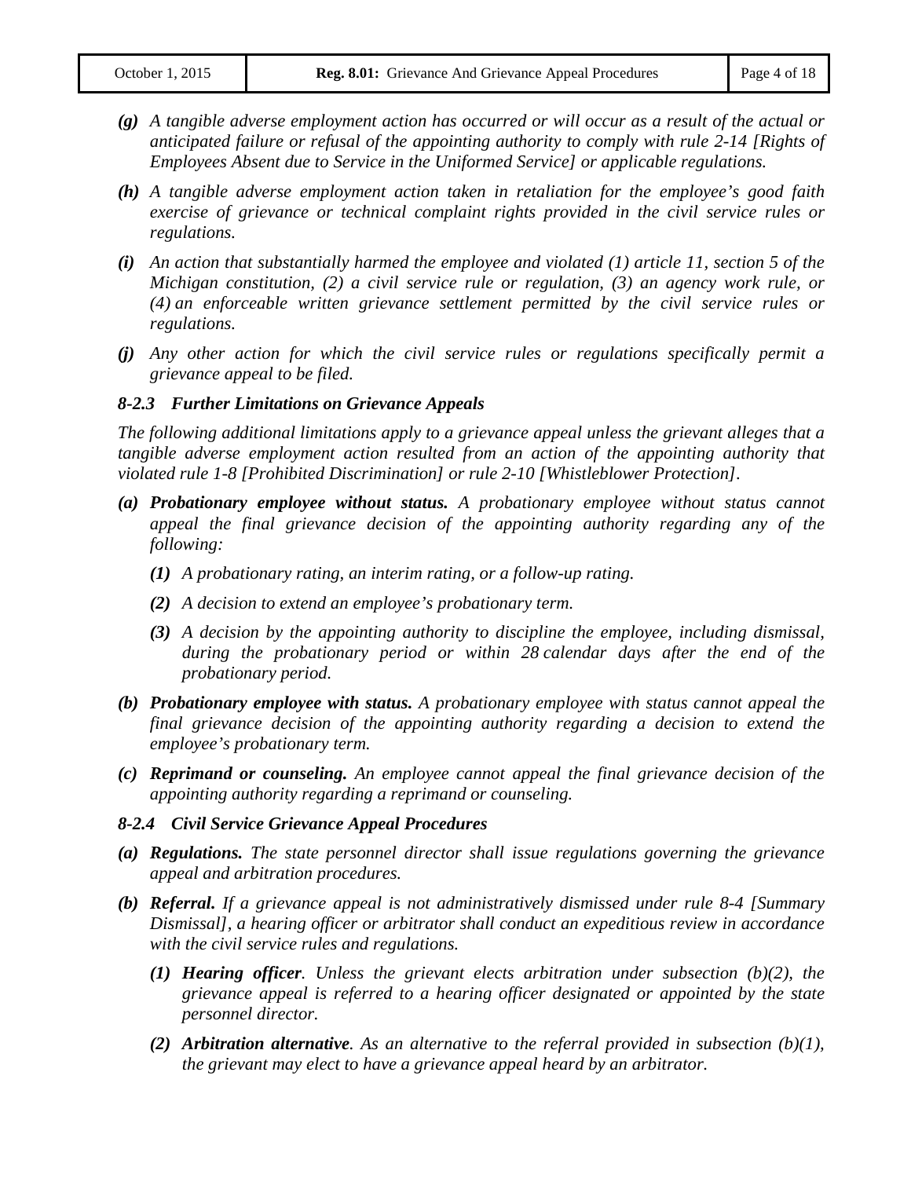*(g)* *A tangible adverse employment action has occurred or will occur as a result of the actual or anticipated failure or refusal of the appointing authority to comply with rule 2-14 [Rights of Employees Absent due to Service in the Uniformed Service] or applicable regulations.*

*(h)* *A tangible adverse employment action taken in retaliation for the employee's good faith exercise of grievance or technical complaint rights provided in the civil service rules or regulations.*

*(i)* *An action that substantially harmed the employee and violated (1) article 11, section 5 of the Michigan constitution, (2) a civil service rule or regulation, (3) an agency work rule, or (4) an enforceable written grievance settlement permitted by the civil service rules or regulations.*

*(j)* *Any other action for which the civil service rules or regulations specifically permit a grievance appeal to be filed.*

### *8-2.3 Further Limitations on Grievance Appeals*

*The following additional limitations apply to a grievance appeal unless the grievant alleges that a tangible adverse employment action resulted from an action of the appointing authority that violated rule 1-8 [Prohibited Discrimination] or rule 2-10 [Whistleblower Protection].*

*(a)* ***Probationary employee without status.*** *A probationary employee without status cannot appeal the final grievance decision of the appointing authority regarding any of the following:*

  *(1)* *A probationary rating, an interim rating, or a follow-up rating.*

  *(2)* *A decision to extend an employee's probationary term.*

  *(3)* *A decision by the appointing authority to discipline the employee, including dismissal, during the probationary period or within 28 calendar days after the end of the probationary period.*

*(b)* ***Probationary employee with status.*** *A probationary employee with status cannot appeal the final grievance decision of the appointing authority regarding a decision to extend the employee's probationary term.*

*(c)* ***Reprimand or counseling.*** *An employee cannot appeal the final grievance decision of the appointing authority regarding a reprimand or counseling.*

### *8-2.4 Civil Service Grievance Appeal Procedures*

*(a)* ***Regulations.*** *The state personnel director shall issue regulations governing the grievance appeal and arbitration procedures.*

*(b)* ***Referral.*** *If a grievance appeal is not administratively dismissed under rule 8-4 [Summary Dismissal], a hearing officer or arbitrator shall conduct an expeditious review in accordance with the civil service rules and regulations.*

  *(1)* ***Hearing officer****. Unless the grievant elects arbitration under subsection (b)(2), the grievance appeal is referred to a hearing officer designated or appointed by the state personnel director.*

  *(2)* ***Arbitration alternative****. As an alternative to the referral provided in subsection (b)(1), the grievant may elect to have a grievance appeal heard by an arbitrator.*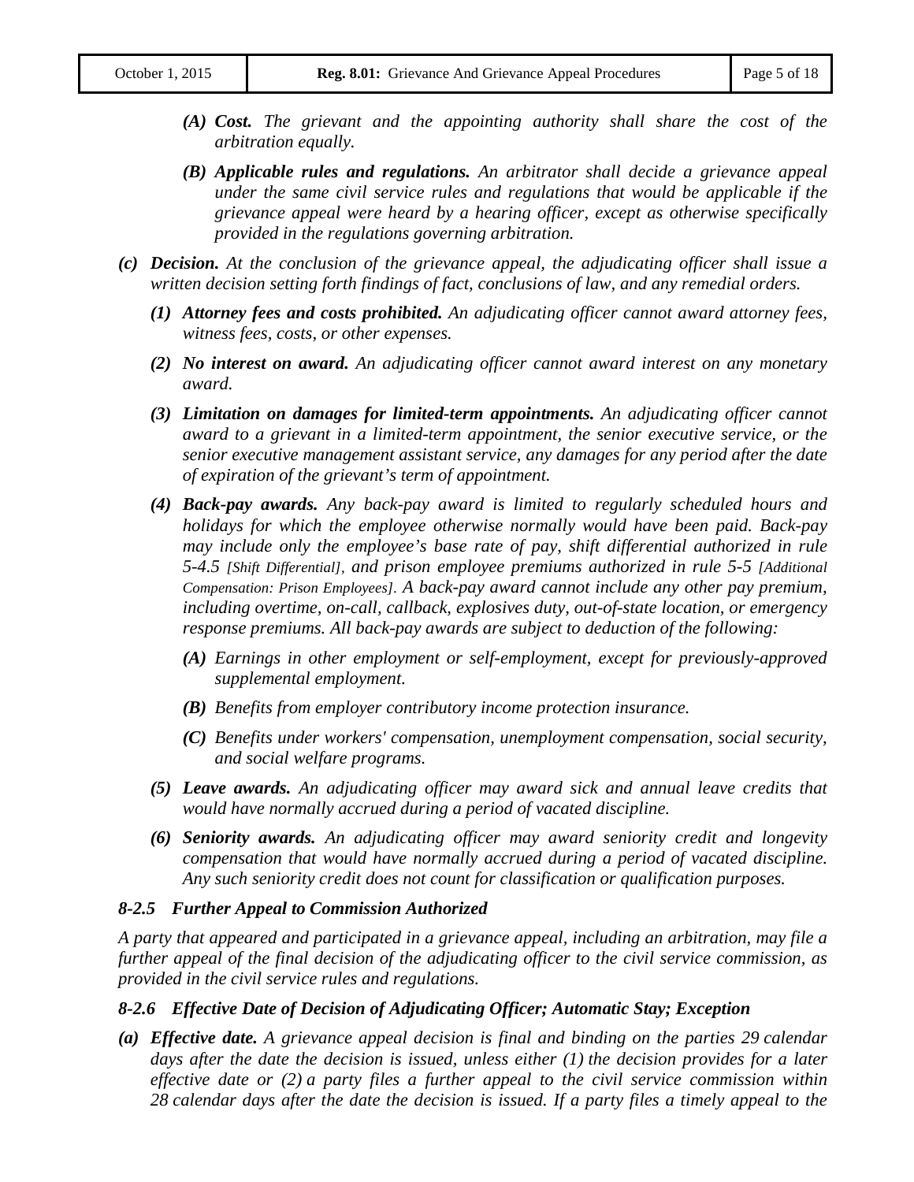*(A)* ***Cost.*** *The grievant and the appointing authority shall share the cost of the arbitration equally.*

*(B)* ***Applicable rules and regulations.*** *An arbitrator shall decide a grievance appeal under the same civil service rules and regulations that would be applicable if the grievance appeal were heard by a hearing officer, except as otherwise specifically provided in the regulations governing arbitration.*

***(c) Decision.*** *At the conclusion of the grievance appeal, the adjudicating officer shall issue a written decision setting forth findings of fact, conclusions of law, and any remedial orders.*

***(1) Attorney fees and costs prohibited.*** *An adjudicating officer cannot award attorney fees, witness fees, costs, or other expenses.*

***(2) No interest on award.*** *An adjudicating officer cannot award interest on any monetary award.*

***(3) Limitation on damages for limited-term appointments.*** *An adjudicating officer cannot award to a grievant in a limited-term appointment, the senior executive service, or the senior executive management assistant service, any damages for any period after the date of expiration of the grievant's term of appointment.*

***(4) Back-pay awards.*** *Any back-pay award is limited to regularly scheduled hours and holidays for which the employee otherwise normally would have been paid. Back-pay may include only the employee's base rate of pay, shift differential authorized in rule 5-4.5 [Shift Differential], and prison employee premiums authorized in rule 5-5 [Additional Compensation: Prison Employees]. A back-pay award cannot include any other pay premium, including overtime, on-call, callback, explosives duty, out-of-state location, or emergency response premiums. All back-pay awards are subject to deduction of the following:*

***(A)*** *Earnings in other employment or self-employment, except for previously-approved supplemental employment.*

***(B)*** *Benefits from employer contributory income protection insurance.*

***(C)*** *Benefits under workers' compensation, unemployment compensation, social security, and social welfare programs.*

***(5) Leave awards.*** *An adjudicating officer may award sick and annual leave credits that would have normally accrued during a period of vacated discipline.*

***(6) Seniority awards.*** *An adjudicating officer may award seniority credit and longevity compensation that would have normally accrued during a period of vacated discipline. Any such seniority credit does not count for classification or qualification purposes.*

### *8-2.5 Further Appeal to Commission Authorized*

*A party that appeared and participated in a grievance appeal, including an arbitration, may file a further appeal of the final decision of the adjudicating officer to the civil service commission, as provided in the civil service rules and regulations.*

### *8-2.6 Effective Date of Decision of Adjudicating Officer; Automatic Stay; Exception*

***(a) Effective date.*** *A grievance appeal decision is final and binding on the parties 29 calendar days after the date the decision is issued, unless either (1) the decision provides for a later effective date or (2) a party files a further appeal to the civil service commission within 28 calendar days after the date the decision is issued. If a party files a timely appeal to the*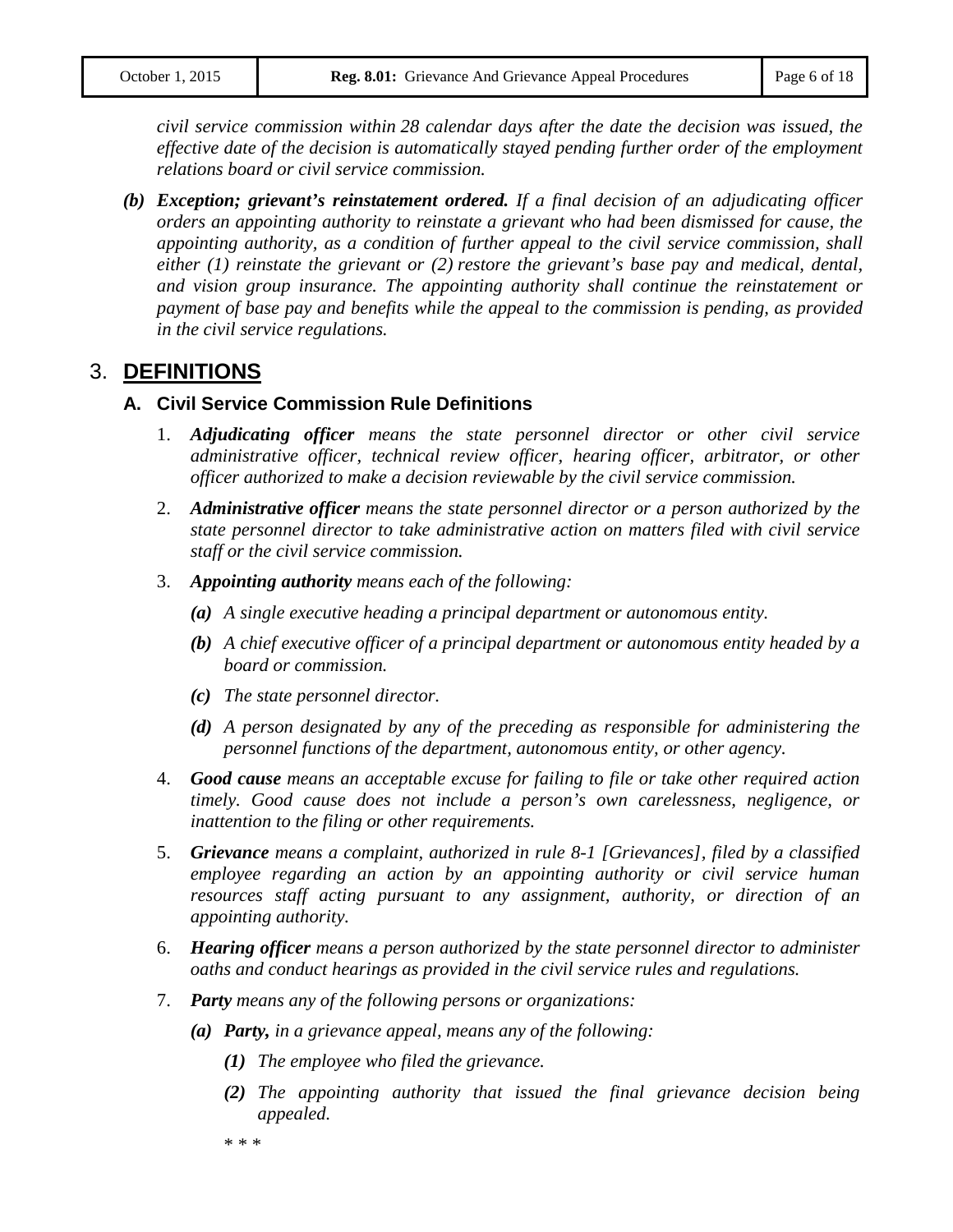*civil service commission within 28 calendar days after the date the decision was issued, the effective date of the decision is automatically stayed pending further order of the employment relations board or civil service commission.*

***(b) Exception; grievant's reinstatement ordered.*** *If a final decision of an adjudicating officer orders an appointing authority to reinstate a grievant who had been dismissed for cause, the appointing authority, as a condition of further appeal to the civil service commission, shall either (1) reinstate the grievant or (2) restore the grievant's base pay and medical, dental, and vision group insurance. The appointing authority shall continue the reinstatement or payment of base pay and benefits while the appeal to the commission is pending, as provided in the civil service regulations.*

# 3. DEFINITIONS

## A. Civil Service Commission Rule Definitions

1. ***Adjudicating officer*** *means the state personnel director or other civil service administrative officer, technical review officer, hearing officer, arbitrator, or other officer authorized to make a decision reviewable by the civil service commission.*

2. ***Administrative officer*** *means the state personnel director or a person authorized by the state personnel director to take administrative action on matters filed with civil service staff or the civil service commission.*

3. ***Appointing authority*** *means each of the following:*

   ***(a)*** *A single executive heading a principal department or autonomous entity.*

   ***(b)*** *A chief executive officer of a principal department or autonomous entity headed by a board or commission.*

   ***(c)*** *The state personnel director.*

   ***(d)*** *A person designated by any of the preceding as responsible for administering the personnel functions of the department, autonomous entity, or other agency.*

4. ***Good cause*** *means an acceptable excuse for failing to file or take other required action timely. Good cause does not include a person's own carelessness, negligence, or inattention to the filing or other requirements.*

5. ***Grievance*** *means a complaint, authorized in rule 8-1 [Grievances], filed by a classified employee regarding an action by an appointing authority or civil service human resources staff acting pursuant to any assignment, authority, or direction of an appointing authority.*

6. ***Hearing officer*** *means a person authorized by the state personnel director to administer oaths and conduct hearings as provided in the civil service rules and regulations.*

7. ***Party*** *means any of the following persons or organizations:*

   ***(a) Party,*** *in a grievance appeal, means any of the following:*

      ***(1)*** *The employee who filed the grievance.*

      ***(2)*** *The appointing authority that issued the final grievance decision being appealed.*

   * * *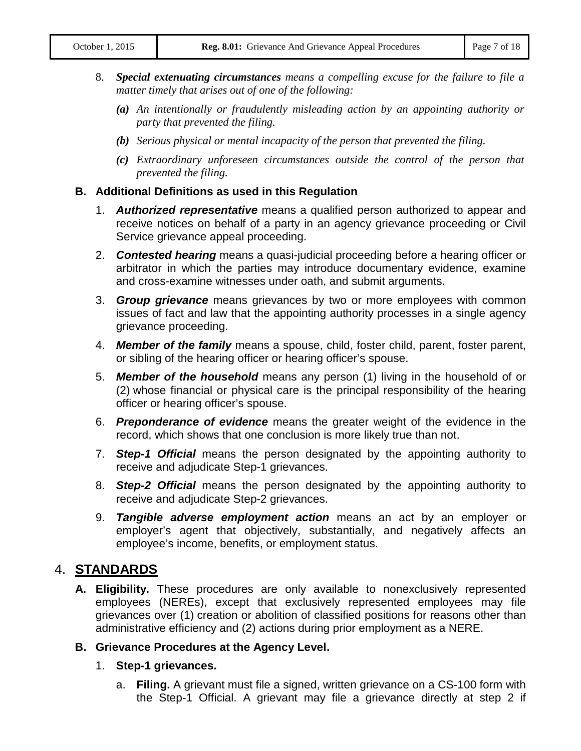8. ***Special extenuating circumstances*** *means a compelling excuse for the failure to file a matter timely that arises out of one of the following:*

   ***(a)*** *An intentionally or fraudulently misleading action by an appointing authority or party that prevented the filing.*

   ***(b)*** *Serious physical or mental incapacity of the person that prevented the filing.*

   ***(c)*** *Extraordinary unforeseen circumstances outside the control of the person that prevented the filing.*

**B. Additional Definitions as used in this Regulation**

1. ***Authorized representative*** means a qualified person authorized to appear and receive notices on behalf of a party in an agency grievance proceeding or Civil Service grievance appeal proceeding.

2. ***Contested hearing*** means a quasi-judicial proceeding before a hearing officer or arbitrator in which the parties may introduce documentary evidence, examine and cross-examine witnesses under oath, and submit arguments.

3. ***Group grievance*** means grievances by two or more employees with common issues of fact and law that the appointing authority processes in a single agency grievance proceeding.

4. ***Member of the family*** means a spouse, child, foster child, parent, foster parent, or sibling of the hearing officer or hearing officer's spouse.

5. ***Member of the household*** means any person (1) living in the household of or (2) whose financial or physical care is the principal responsibility of the hearing officer or hearing officer's spouse.

6. ***Preponderance of evidence*** means the greater weight of the evidence in the record, which shows that one conclusion is more likely true than not.

7. ***Step-1 Official*** means the person designated by the appointing authority to receive and adjudicate Step-1 grievances.

8. ***Step-2 Official*** means the person designated by the appointing authority to receive and adjudicate Step-2 grievances.

9. ***Tangible adverse employment action*** means an act by an employer or employer's agent that objectively, substantially, and negatively affects an employee's income, benefits, or employment status.

## 4. STANDARDS

**A. Eligibility.** These procedures are only available to nonexclusively represented employees (NEREs), except that exclusively represented employees may file grievances over (1) creation or abolition of classified positions for reasons other than administrative efficiency and (2) actions during prior employment as a NERE.

**B. Grievance Procedures at the Agency Level.**

1. **Step-1 grievances.**

   a. **Filing.** A grievant must file a signed, written grievance on a CS-100 form with the Step-1 Official. A grievant may file a grievance directly at step 2 if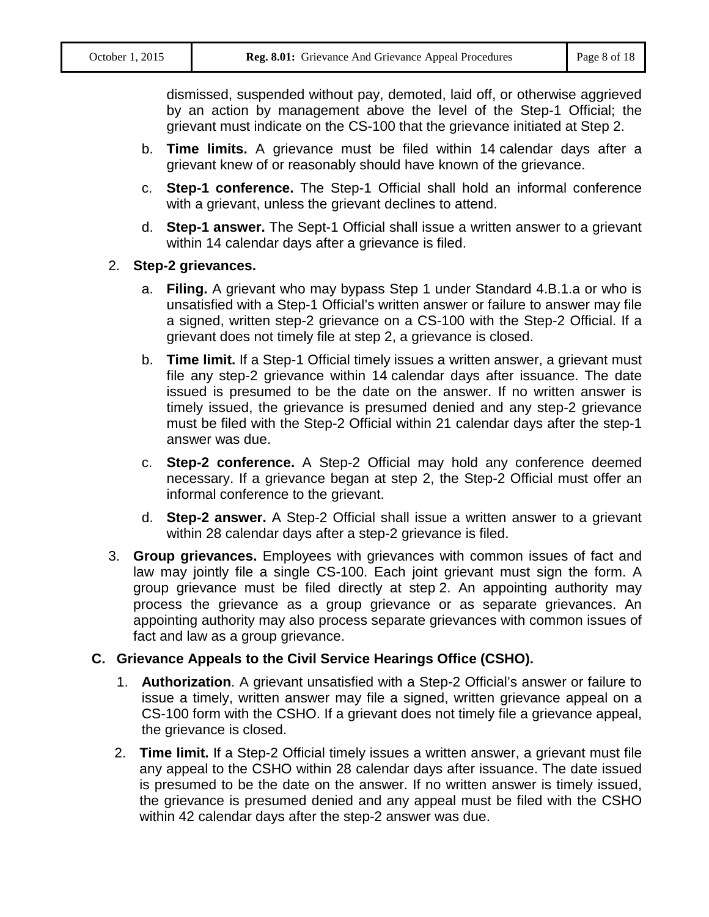dismissed, suspended without pay, demoted, laid off, or otherwise aggrieved by an action by management above the level of the Step-1 Official; the grievant must indicate on the CS-100 that the grievance initiated at Step 2.

b. **Time limits.** A grievance must be filed within 14 calendar days after a grievant knew of or reasonably should have known of the grievance.

c. **Step-1 conference.** The Step-1 Official shall hold an informal conference with a grievant, unless the grievant declines to attend.

d. **Step-1 answer.** The Sept-1 Official shall issue a written answer to a grievant within 14 calendar days after a grievance is filed.

2. **Step-2 grievances.**

   a. **Filing.** A grievant who may bypass Step 1 under Standard 4.B.1.a or who is unsatisfied with a Step-1 Official's written answer or failure to answer may file a signed, written step-2 grievance on a CS-100 with the Step-2 Official. If a grievant does not timely file at step 2, a grievance is closed.

   b. **Time limit.** If a Step-1 Official timely issues a written answer, a grievant must file any step-2 grievance within 14 calendar days after issuance. The date issued is presumed to be the date on the answer. If no written answer is timely issued, the grievance is presumed denied and any step-2 grievance must be filed with the Step-2 Official within 21 calendar days after the step-1 answer was due.

   c. **Step-2 conference.** A Step-2 Official may hold any conference deemed necessary. If a grievance began at step 2, the Step-2 Official must offer an informal conference to the grievant.

   d. **Step-2 answer.** A Step-2 Official shall issue a written answer to a grievant within 28 calendar days after a step-2 grievance is filed.

3. **Group grievances.** Employees with grievances with common issues of fact and law may jointly file a single CS-100. Each joint grievant must sign the form. A group grievance must be filed directly at step 2. An appointing authority may process the grievance as a group grievance or as separate grievances. An appointing authority may also process separate grievances with common issues of fact and law as a group grievance.

**C. Grievance Appeals to the Civil Service Hearings Office (CSHO).**

1. **Authorization**. A grievant unsatisfied with a Step-2 Official's answer or failure to issue a timely, written answer may file a signed, written grievance appeal on a CS-100 form with the CSHO. If a grievant does not timely file a grievance appeal, the grievance is closed.

2. **Time limit.** If a Step-2 Official timely issues a written answer, a grievant must file any appeal to the CSHO within 28 calendar days after issuance. The date issued is presumed to be the date on the answer. If no written answer is timely issued, the grievance is presumed denied and any appeal must be filed with the CSHO within 42 calendar days after the step-2 answer was due.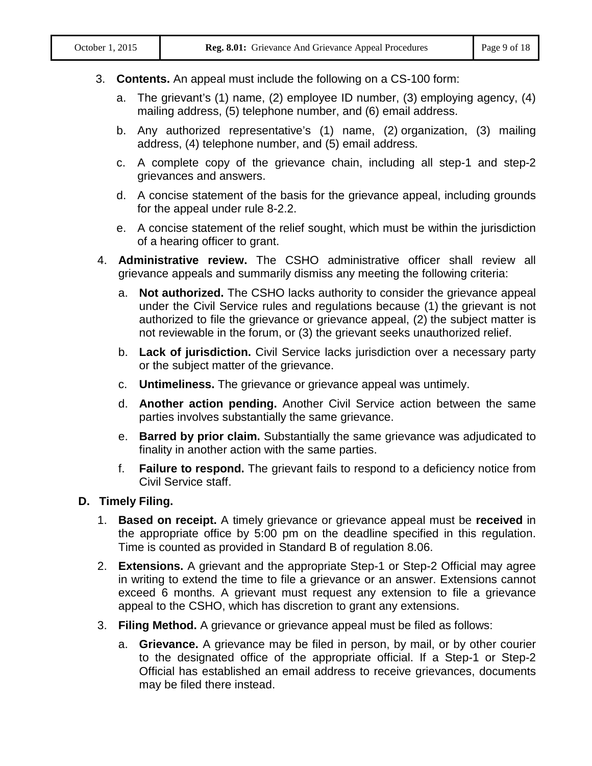3. **Contents.** An appeal must include the following on a CS-100 form:

   a. The grievant's (1) name, (2) employee ID number, (3) employing agency, (4) mailing address, (5) telephone number, and (6) email address.

   b. Any authorized representative's (1) name, (2) organization, (3) mailing address, (4) telephone number, and (5) email address.

   c. A complete copy of the grievance chain, including all step-1 and step-2 grievances and answers.

   d. A concise statement of the basis for the grievance appeal, including grounds for the appeal under rule 8-2.2.

   e. A concise statement of the relief sought, which must be within the jurisdiction of a hearing officer to grant.

4. **Administrative review.** The CSHO administrative officer shall review all grievance appeals and summarily dismiss any meeting the following criteria:

   a. **Not authorized.** The CSHO lacks authority to consider the grievance appeal under the Civil Service rules and regulations because (1) the grievant is not authorized to file the grievance or grievance appeal, (2) the subject matter is not reviewable in the forum, or (3) the grievant seeks unauthorized relief.

   b. **Lack of jurisdiction.** Civil Service lacks jurisdiction over a necessary party or the subject matter of the grievance.

   c. **Untimeliness.** The grievance or grievance appeal was untimely.

   d. **Another action pending.** Another Civil Service action between the same parties involves substantially the same grievance.

   e. **Barred by prior claim.** Substantially the same grievance was adjudicated to finality in another action with the same parties.

   f. **Failure to respond.** The grievant fails to respond to a deficiency notice from Civil Service staff.

**D. Timely Filing.**

1. **Based on receipt.** A timely grievance or grievance appeal must be **received** in the appropriate office by 5:00 pm on the deadline specified in this regulation. Time is counted as provided in Standard B of regulation 8.06.

2. **Extensions.** A grievant and the appropriate Step-1 or Step-2 Official may agree in writing to extend the time to file a grievance or an answer. Extensions cannot exceed 6 months. A grievant must request any extension to file a grievance appeal to the CSHO, which has discretion to grant any extensions.

3. **Filing Method.** A grievance or grievance appeal must be filed as follows:

   a. **Grievance.** A grievance may be filed in person, by mail, or by other courier to the designated office of the appropriate official. If a Step-1 or Step-2 Official has established an email address to receive grievances, documents may be filed there instead.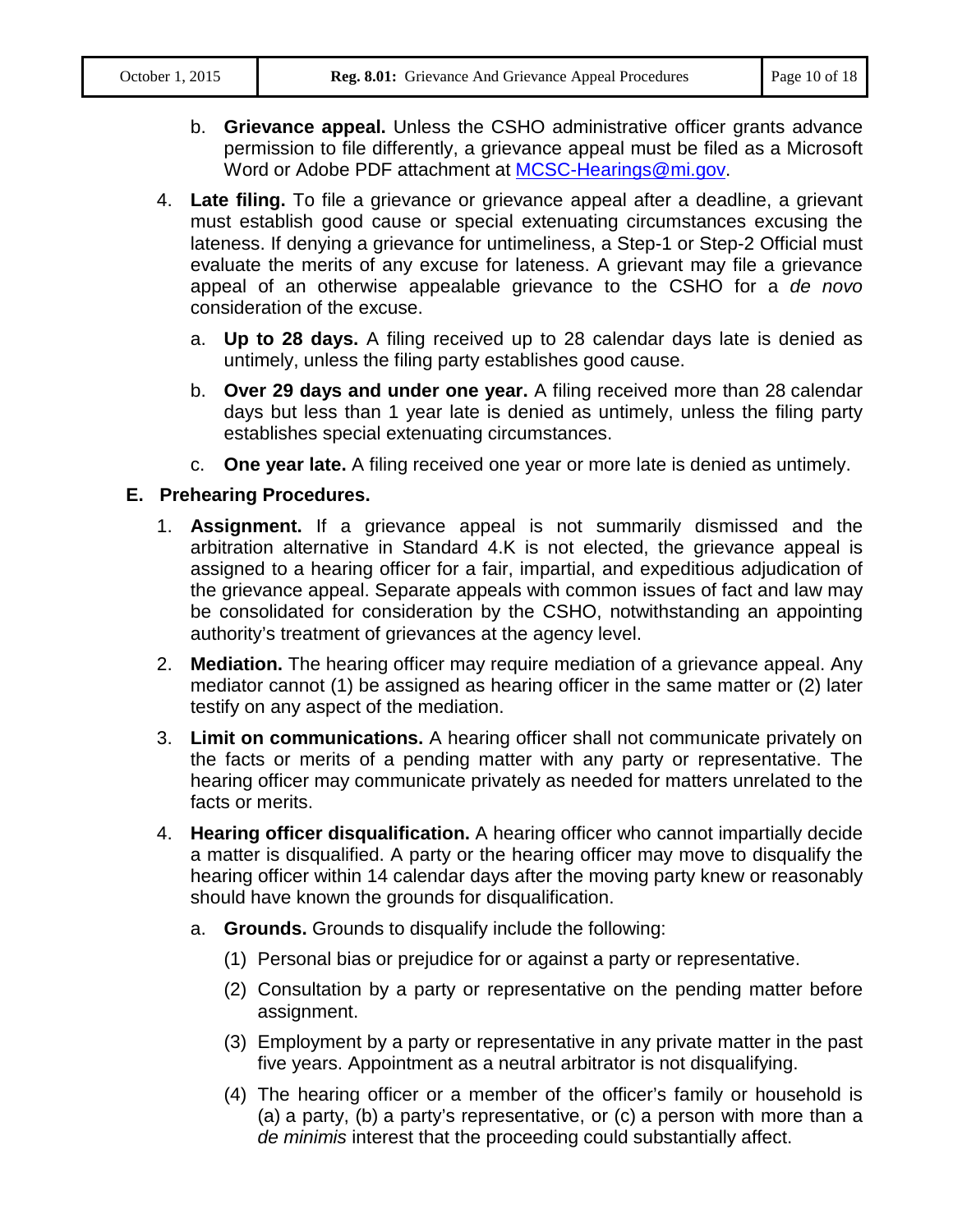b. **Grievance appeal.** Unless the CSHO administrative officer grants advance permission to file differently, a grievance appeal must be filed as a Microsoft Word or Adobe PDF attachment at [MCSC-Hearings@mi.gov](mailto:MCSC-Hearings@mi.gov).

4. **Late filing.** To file a grievance or grievance appeal after a deadline, a grievant must establish good cause or special extenuating circumstances excusing the lateness. If denying a grievance for untimeliness, a Step-1 or Step-2 Official must evaluate the merits of any excuse for lateness. A grievant may file a grievance appeal of an otherwise appealable grievance to the CSHO for a *de novo* consideration of the excuse.

   a. **Up to 28 days.** A filing received up to 28 calendar days late is denied as untimely, unless the filing party establishes good cause.

   b. **Over 29 days and under one year.** A filing received more than 28 calendar days but less than 1 year late is denied as untimely, unless the filing party establishes special extenuating circumstances.

   c. **One year late.** A filing received one year or more late is denied as untimely.

## E. Prehearing Procedures.

1. **Assignment.** If a grievance appeal is not summarily dismissed and the arbitration alternative in Standard 4.K is not elected, the grievance appeal is assigned to a hearing officer for a fair, impartial, and expeditious adjudication of the grievance appeal. Separate appeals with common issues of fact and law may be consolidated for consideration by the CSHO, notwithstanding an appointing authority's treatment of grievances at the agency level.

2. **Mediation.** The hearing officer may require mediation of a grievance appeal. Any mediator cannot (1) be assigned as hearing officer in the same matter or (2) later testify on any aspect of the mediation.

3. **Limit on communications.** A hearing officer shall not communicate privately on the facts or merits of a pending matter with any party or representative. The hearing officer may communicate privately as needed for matters unrelated to the facts or merits.

4. **Hearing officer disqualification.** A hearing officer who cannot impartially decide a matter is disqualified. A party or the hearing officer may move to disqualify the hearing officer within 14 calendar days after the moving party knew or reasonably should have known the grounds for disqualification.

   a. **Grounds.** Grounds to disqualify include the following:

      (1) Personal bias or prejudice for or against a party or representative.

      (2) Consultation by a party or representative on the pending matter before assignment.

      (3) Employment by a party or representative in any private matter in the past five years. Appointment as a neutral arbitrator is not disqualifying.

      (4) The hearing officer or a member of the officer's family or household is (a) a party, (b) a party's representative, or (c) a person with more than a *de minimis* interest that the proceeding could substantially affect.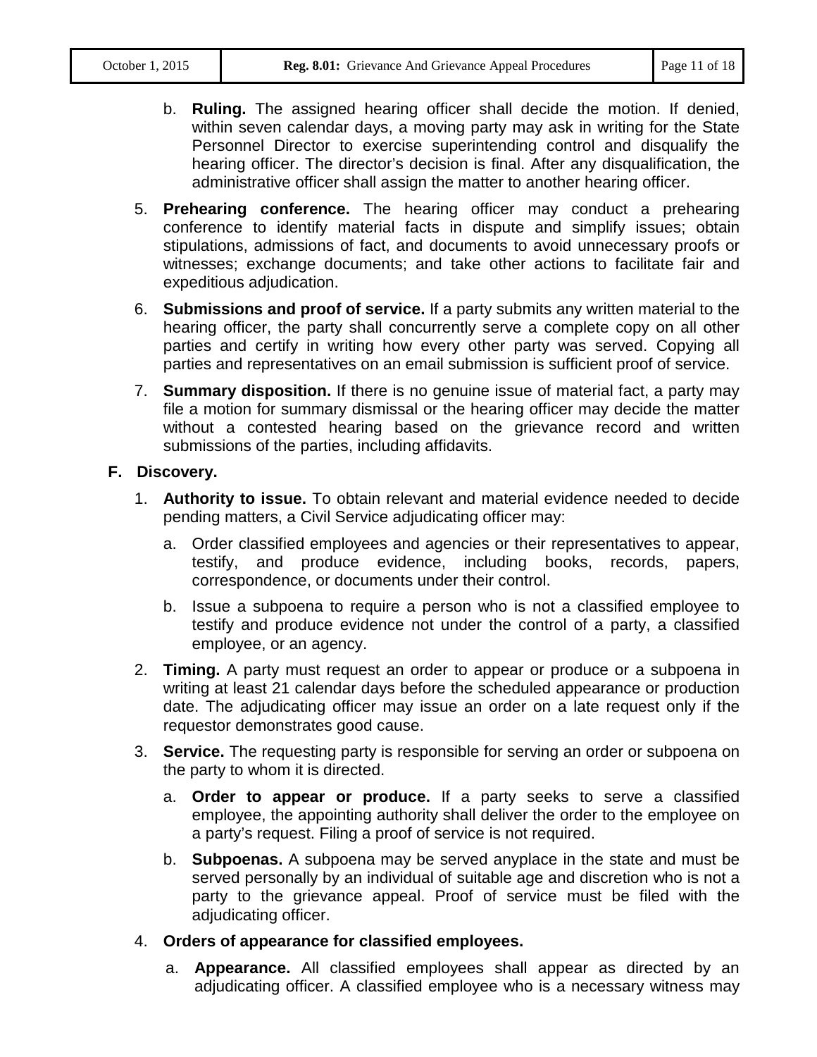b. **Ruling.** The assigned hearing officer shall decide the motion. If denied, within seven calendar days, a moving party may ask in writing for the State Personnel Director to exercise superintending control and disqualify the hearing officer. The director's decision is final. After any disqualification, the administrative officer shall assign the matter to another hearing officer.

5. **Prehearing conference.** The hearing officer may conduct a prehearing conference to identify material facts in dispute and simplify issues; obtain stipulations, admissions of fact, and documents to avoid unnecessary proofs or witnesses; exchange documents; and take other actions to facilitate fair and expeditious adjudication.

6. **Submissions and proof of service.** If a party submits any written material to the hearing officer, the party shall concurrently serve a complete copy on all other parties and certify in writing how every other party was served. Copying all parties and representatives on an email submission is sufficient proof of service.

7. **Summary disposition.** If there is no genuine issue of material fact, a party may file a motion for summary dismissal or the hearing officer may decide the matter without a contested hearing based on the grievance record and written submissions of the parties, including affidavits.

**F. Discovery.**

1. **Authority to issue.** To obtain relevant and material evidence needed to decide pending matters, a Civil Service adjudicating officer may:

   a. Order classified employees and agencies or their representatives to appear, testify, and produce evidence, including books, records, papers, correspondence, or documents under their control.

   b. Issue a subpoena to require a person who is not a classified employee to testify and produce evidence not under the control of a party, a classified employee, or an agency.

2. **Timing.** A party must request an order to appear or produce or a subpoena in writing at least 21 calendar days before the scheduled appearance or production date. The adjudicating officer may issue an order on a late request only if the requestor demonstrates good cause.

3. **Service.** The requesting party is responsible for serving an order or subpoena on the party to whom it is directed.

   a. **Order to appear or produce.** If a party seeks to serve a classified employee, the appointing authority shall deliver the order to the employee on a party's request. Filing a proof of service is not required.

   b. **Subpoenas.** A subpoena may be served anyplace in the state and must be served personally by an individual of suitable age and discretion who is not a party to the grievance appeal. Proof of service must be filed with the adjudicating officer.

4. **Orders of appearance for classified employees.**

   a. **Appearance.** All classified employees shall appear as directed by an adjudicating officer. A classified employee who is a necessary witness may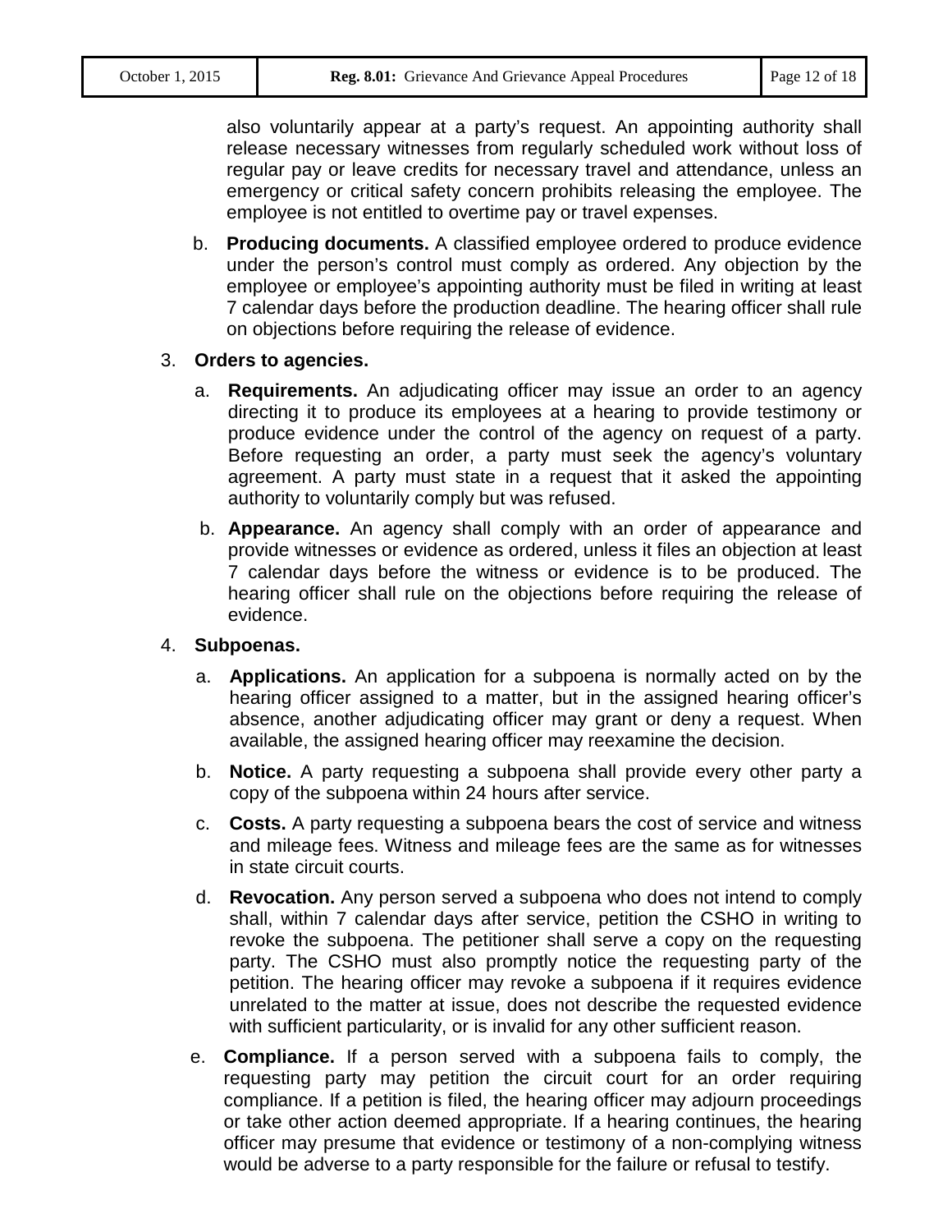also voluntarily appear at a party's request. An appointing authority shall release necessary witnesses from regularly scheduled work without loss of regular pay or leave credits for necessary travel and attendance, unless an emergency or critical safety concern prohibits releasing the employee. The employee is not entitled to overtime pay or travel expenses.

b. **Producing documents.** A classified employee ordered to produce evidence under the person's control must comply as ordered. Any objection by the employee or employee's appointing authority must be filed in writing at least 7 calendar days before the production deadline. The hearing officer shall rule on objections before requiring the release of evidence.

3. **Orders to agencies.**

   a. **Requirements.** An adjudicating officer may issue an order to an agency directing it to produce its employees at a hearing to provide testimony or produce evidence under the control of the agency on request of a party. Before requesting an order, a party must seek the agency's voluntary agreement. A party must state in a request that it asked the appointing authority to voluntarily comply but was refused.

   b. **Appearance.** An agency shall comply with an order of appearance and provide witnesses or evidence as ordered, unless it files an objection at least 7 calendar days before the witness or evidence is to be produced. The hearing officer shall rule on the objections before requiring the release of evidence.

4. **Subpoenas.**

   a. **Applications.** An application for a subpoena is normally acted on by the hearing officer assigned to a matter, but in the assigned hearing officer's absence, another adjudicating officer may grant or deny a request. When available, the assigned hearing officer may reexamine the decision.

   b. **Notice.** A party requesting a subpoena shall provide every other party a copy of the subpoena within 24 hours after service.

   c. **Costs.** A party requesting a subpoena bears the cost of service and witness and mileage fees. Witness and mileage fees are the same as for witnesses in state circuit courts.

   d. **Revocation.** Any person served a subpoena who does not intend to comply shall, within 7 calendar days after service, petition the CSHO in writing to revoke the subpoena. The petitioner shall serve a copy on the requesting party. The CSHO must also promptly notice the requesting party of the petition. The hearing officer may revoke a subpoena if it requires evidence unrelated to the matter at issue, does not describe the requested evidence with sufficient particularity, or is invalid for any other sufficient reason.

   e. **Compliance.** If a person served with a subpoena fails to comply, the requesting party may petition the circuit court for an order requiring compliance. If a petition is filed, the hearing officer may adjourn proceedings or take other action deemed appropriate. If a hearing continues, the hearing officer may presume that evidence or testimony of a non-complying witness would be adverse to a party responsible for the failure or refusal to testify.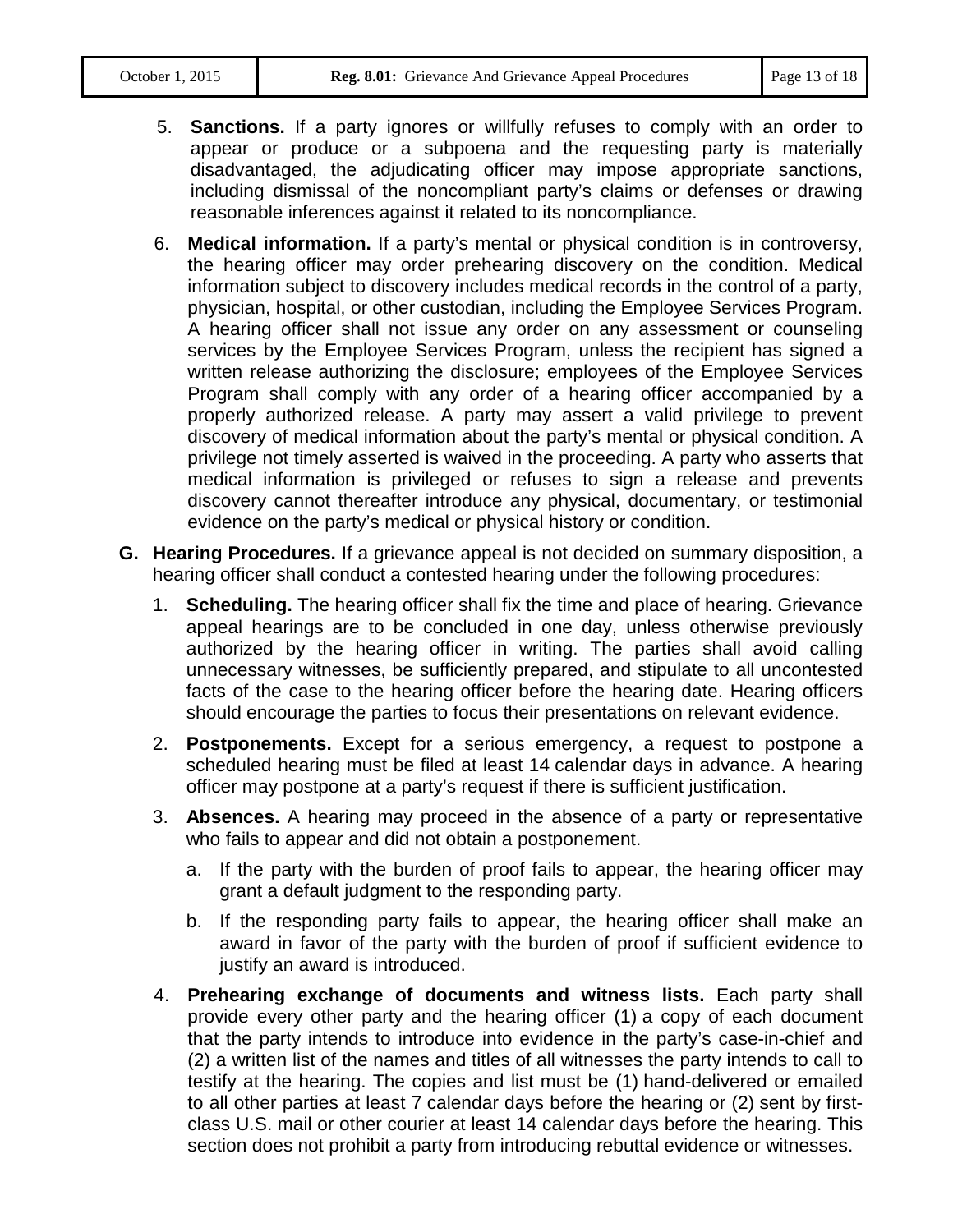5. **Sanctions.** If a party ignores or willfully refuses to comply with an order to appear or produce or a subpoena and the requesting party is materially disadvantaged, the adjudicating officer may impose appropriate sanctions, including dismissal of the noncompliant party's claims or defenses or drawing reasonable inferences against it related to its noncompliance.

6. **Medical information.** If a party's mental or physical condition is in controversy, the hearing officer may order prehearing discovery on the condition. Medical information subject to discovery includes medical records in the control of a party, physician, hospital, or other custodian, including the Employee Services Program. A hearing officer shall not issue any order on any assessment or counseling services by the Employee Services Program, unless the recipient has signed a written release authorizing the disclosure; employees of the Employee Services Program shall comply with any order of a hearing officer accompanied by a properly authorized release. A party may assert a valid privilege to prevent discovery of medical information about the party's mental or physical condition. A privilege not timely asserted is waived in the proceeding. A party who asserts that medical information is privileged or refuses to sign a release and prevents discovery cannot thereafter introduce any physical, documentary, or testimonial evidence on the party's medical or physical history or condition.

**G. Hearing Procedures.** If a grievance appeal is not decided on summary disposition, a hearing officer shall conduct a contested hearing under the following procedures:

1. **Scheduling.** The hearing officer shall fix the time and place of hearing. Grievance appeal hearings are to be concluded in one day, unless otherwise previously authorized by the hearing officer in writing. The parties shall avoid calling unnecessary witnesses, be sufficiently prepared, and stipulate to all uncontested facts of the case to the hearing officer before the hearing date. Hearing officers should encourage the parties to focus their presentations on relevant evidence.

2. **Postponements.** Except for a serious emergency, a request to postpone a scheduled hearing must be filed at least 14 calendar days in advance. A hearing officer may postpone at a party's request if there is sufficient justification.

3. **Absences.** A hearing may proceed in the absence of a party or representative who fails to appear and did not obtain a postponement.

   a. If the party with the burden of proof fails to appear, the hearing officer may grant a default judgment to the responding party.

   b. If the responding party fails to appear, the hearing officer shall make an award in favor of the party with the burden of proof if sufficient evidence to justify an award is introduced.

4. **Prehearing exchange of documents and witness lists.** Each party shall provide every other party and the hearing officer (1) a copy of each document that the party intends to introduce into evidence in the party's case-in-chief and (2) a written list of the names and titles of all witnesses the party intends to call to testify at the hearing. The copies and list must be (1) hand-delivered or emailed to all other parties at least 7 calendar days before the hearing or (2) sent by first-class U.S. mail or other courier at least 14 calendar days before the hearing. This section does not prohibit a party from introducing rebuttal evidence or witnesses.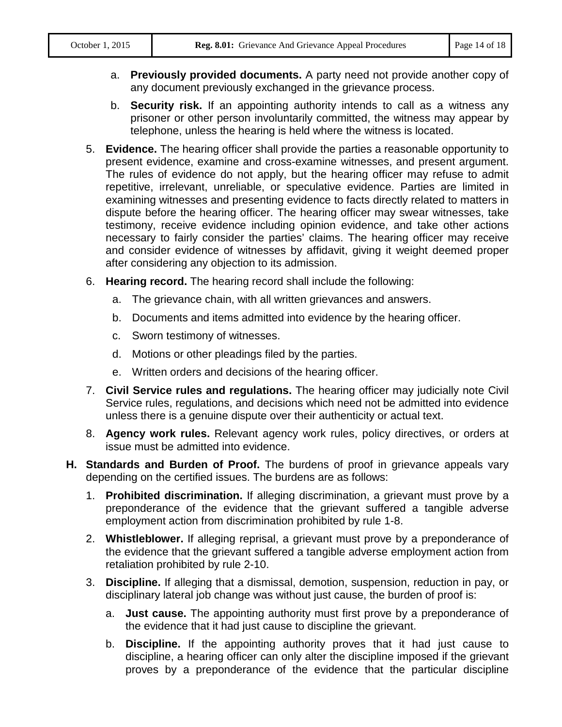a. **Previously provided documents.** A party need not provide another copy of any document previously exchanged in the grievance process.

b. **Security risk.** If an appointing authority intends to call as a witness any prisoner or other person involuntarily committed, the witness may appear by telephone, unless the hearing is held where the witness is located.

5. **Evidence.** The hearing officer shall provide the parties a reasonable opportunity to present evidence, examine and cross-examine witnesses, and present argument. The rules of evidence do not apply, but the hearing officer may refuse to admit repetitive, irrelevant, unreliable, or speculative evidence. Parties are limited in examining witnesses and presenting evidence to facts directly related to matters in dispute before the hearing officer. The hearing officer may swear witnesses, take testimony, receive evidence including opinion evidence, and take other actions necessary to fairly consider the parties' claims. The hearing officer may receive and consider evidence of witnesses by affidavit, giving it weight deemed proper after considering any objection to its admission.

6. **Hearing record.** The hearing record shall include the following:

   a. The grievance chain, with all written grievances and answers.

   b. Documents and items admitted into evidence by the hearing officer.

   c. Sworn testimony of witnesses.

   d. Motions or other pleadings filed by the parties.

   e. Written orders and decisions of the hearing officer.

7. **Civil Service rules and regulations.** The hearing officer may judicially note Civil Service rules, regulations, and decisions which need not be admitted into evidence unless there is a genuine dispute over their authenticity or actual text.

8. **Agency work rules.** Relevant agency work rules, policy directives, or orders at issue must be admitted into evidence.

**H. Standards and Burden of Proof.** The burdens of proof in grievance appeals vary depending on the certified issues. The burdens are as follows:

1. **Prohibited discrimination.** If alleging discrimination, a grievant must prove by a preponderance of the evidence that the grievant suffered a tangible adverse employment action from discrimination prohibited by rule 1-8.

2. **Whistleblower.** If alleging reprisal, a grievant must prove by a preponderance of the evidence that the grievant suffered a tangible adverse employment action from retaliation prohibited by rule 2-10.

3. **Discipline.** If alleging that a dismissal, demotion, suspension, reduction in pay, or disciplinary lateral job change was without just cause, the burden of proof is:

   a. **Just cause.** The appointing authority must first prove by a preponderance of the evidence that it had just cause to discipline the grievant.

   b. **Discipline.** If the appointing authority proves that it had just cause to discipline, a hearing officer can only alter the discipline imposed if the grievant proves by a preponderance of the evidence that the particular discipline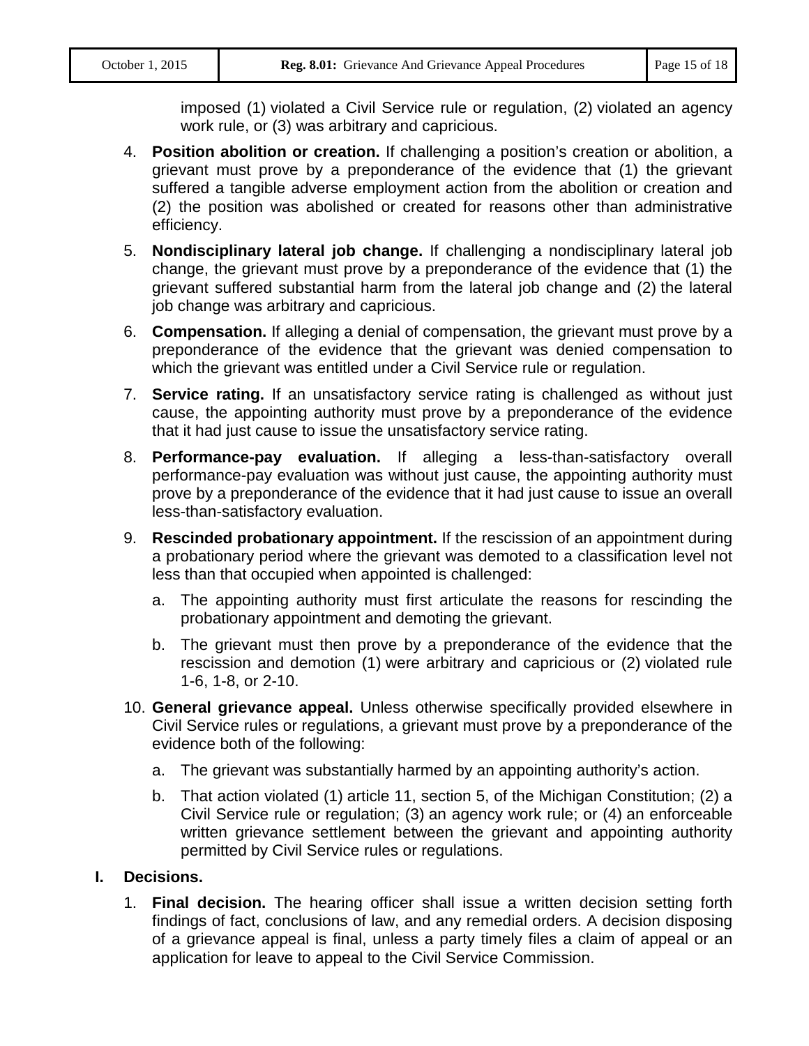imposed (1) violated a Civil Service rule or regulation, (2) violated an agency work rule, or (3) was arbitrary and capricious.

4. **Position abolition or creation.** If challenging a position's creation or abolition, a grievant must prove by a preponderance of the evidence that (1) the grievant suffered a tangible adverse employment action from the abolition or creation and (2) the position was abolished or created for reasons other than administrative efficiency.

5. **Nondisciplinary lateral job change.** If challenging a nondisciplinary lateral job change, the grievant must prove by a preponderance of the evidence that (1) the grievant suffered substantial harm from the lateral job change and (2) the lateral job change was arbitrary and capricious.

6. **Compensation.** If alleging a denial of compensation, the grievant must prove by a preponderance of the evidence that the grievant was denied compensation to which the grievant was entitled under a Civil Service rule or regulation.

7. **Service rating.** If an unsatisfactory service rating is challenged as without just cause, the appointing authority must prove by a preponderance of the evidence that it had just cause to issue the unsatisfactory service rating.

8. **Performance-pay evaluation.** If alleging a less-than-satisfactory overall performance-pay evaluation was without just cause, the appointing authority must prove by a preponderance of the evidence that it had just cause to issue an overall less-than-satisfactory evaluation.

9. **Rescinded probationary appointment.** If the rescission of an appointment during a probationary period where the grievant was demoted to a classification level not less than that occupied when appointed is challenged:

   a. The appointing authority must first articulate the reasons for rescinding the probationary appointment and demoting the grievant.

   b. The grievant must then prove by a preponderance of the evidence that the rescission and demotion (1) were arbitrary and capricious or (2) violated rule 1-6, 1-8, or 2-10.

10. **General grievance appeal.** Unless otherwise specifically provided elsewhere in Civil Service rules or regulations, a grievant must prove by a preponderance of the evidence both of the following:

    a. The grievant was substantially harmed by an appointing authority's action.

    b. That action violated (1) article 11, section 5, of the Michigan Constitution; (2) a Civil Service rule or regulation; (3) an agency work rule; or (4) an enforceable written grievance settlement between the grievant and appointing authority permitted by Civil Service rules or regulations.

**I. Decisions.**

1. **Final decision.** The hearing officer shall issue a written decision setting forth findings of fact, conclusions of law, and any remedial orders. A decision disposing of a grievance appeal is final, unless a party timely files a claim of appeal or an application for leave to appeal to the Civil Service Commission.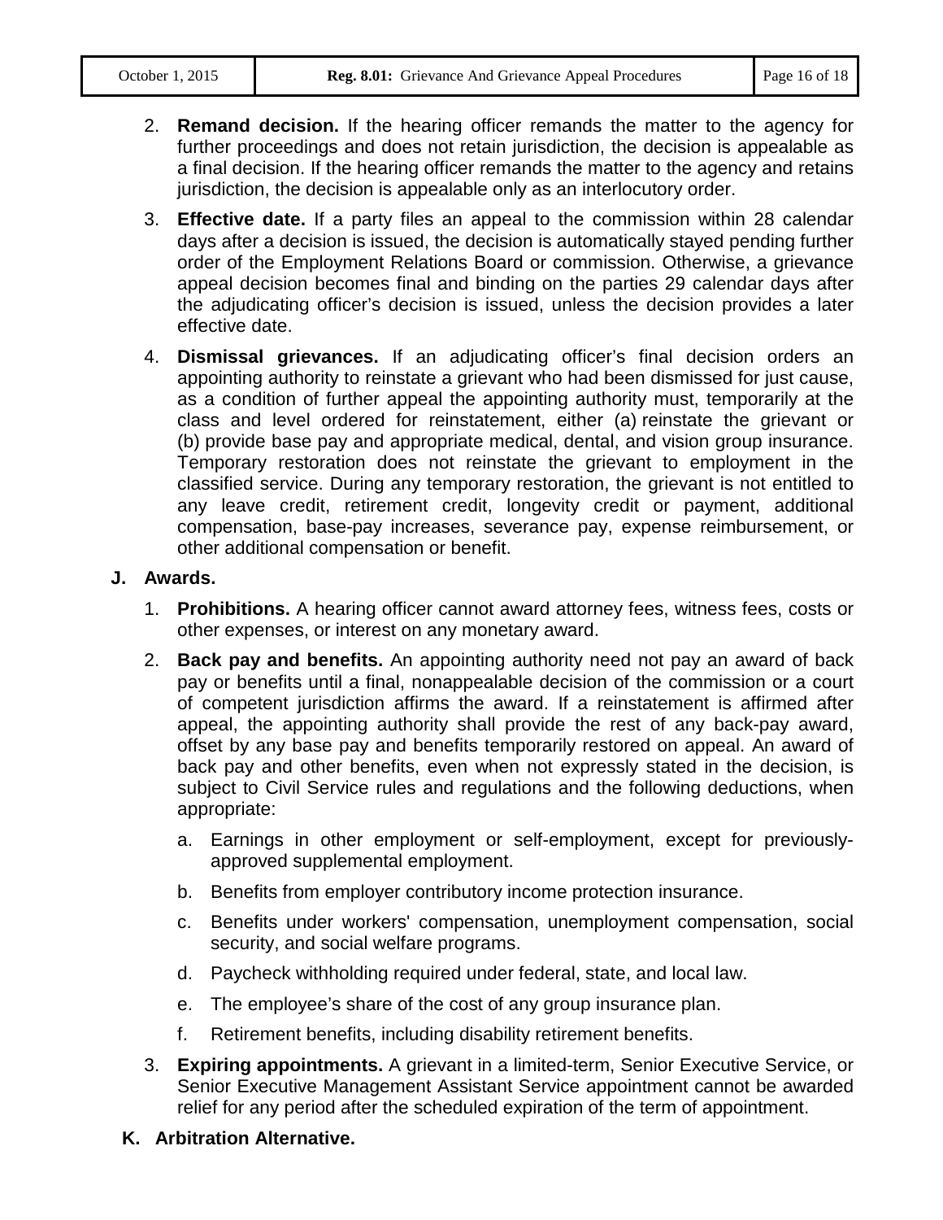2. **Remand decision.** If the hearing officer remands the matter to the agency for further proceedings and does not retain jurisdiction, the decision is appealable as a final decision. If the hearing officer remands the matter to the agency and retains jurisdiction, the decision is appealable only as an interlocutory order.

3. **Effective date.** If a party files an appeal to the commission within 28 calendar days after a decision is issued, the decision is automatically stayed pending further order of the Employment Relations Board or commission. Otherwise, a grievance appeal decision becomes final and binding on the parties 29 calendar days after the adjudicating officer's decision is issued, unless the decision provides a later effective date.

4. **Dismissal grievances.** If an adjudicating officer's final decision orders an appointing authority to reinstate a grievant who had been dismissed for just cause, as a condition of further appeal the appointing authority must, temporarily at the class and level ordered for reinstatement, either (a) reinstate the grievant or (b) provide base pay and appropriate medical, dental, and vision group insurance. Temporary restoration does not reinstate the grievant to employment in the classified service. During any temporary restoration, the grievant is not entitled to any leave credit, retirement credit, longevity credit or payment, additional compensation, base-pay increases, severance pay, expense reimbursement, or other additional compensation or benefit.

**J. Awards.**

1. **Prohibitions.** A hearing officer cannot award attorney fees, witness fees, costs or other expenses, or interest on any monetary award.

2. **Back pay and benefits.** An appointing authority need not pay an award of back pay or benefits until a final, nonappealable decision of the commission or a court of competent jurisdiction affirms the award. If a reinstatement is affirmed after appeal, the appointing authority shall provide the rest of any back-pay award, offset by any base pay and benefits temporarily restored on appeal. An award of back pay and other benefits, even when not expressly stated in the decision, is subject to Civil Service rules and regulations and the following deductions, when appropriate:

   a. Earnings in other employment or self-employment, except for previously-approved supplemental employment.

   b. Benefits from employer contributory income protection insurance.

   c. Benefits under workers' compensation, unemployment compensation, social security, and social welfare programs.

   d. Paycheck withholding required under federal, state, and local law.

   e. The employee's share of the cost of any group insurance plan.

   f. Retirement benefits, including disability retirement benefits.

3. **Expiring appointments.** A grievant in a limited-term, Senior Executive Service, or Senior Executive Management Assistant Service appointment cannot be awarded relief for any period after the scheduled expiration of the term of appointment.

**K. Arbitration Alternative.**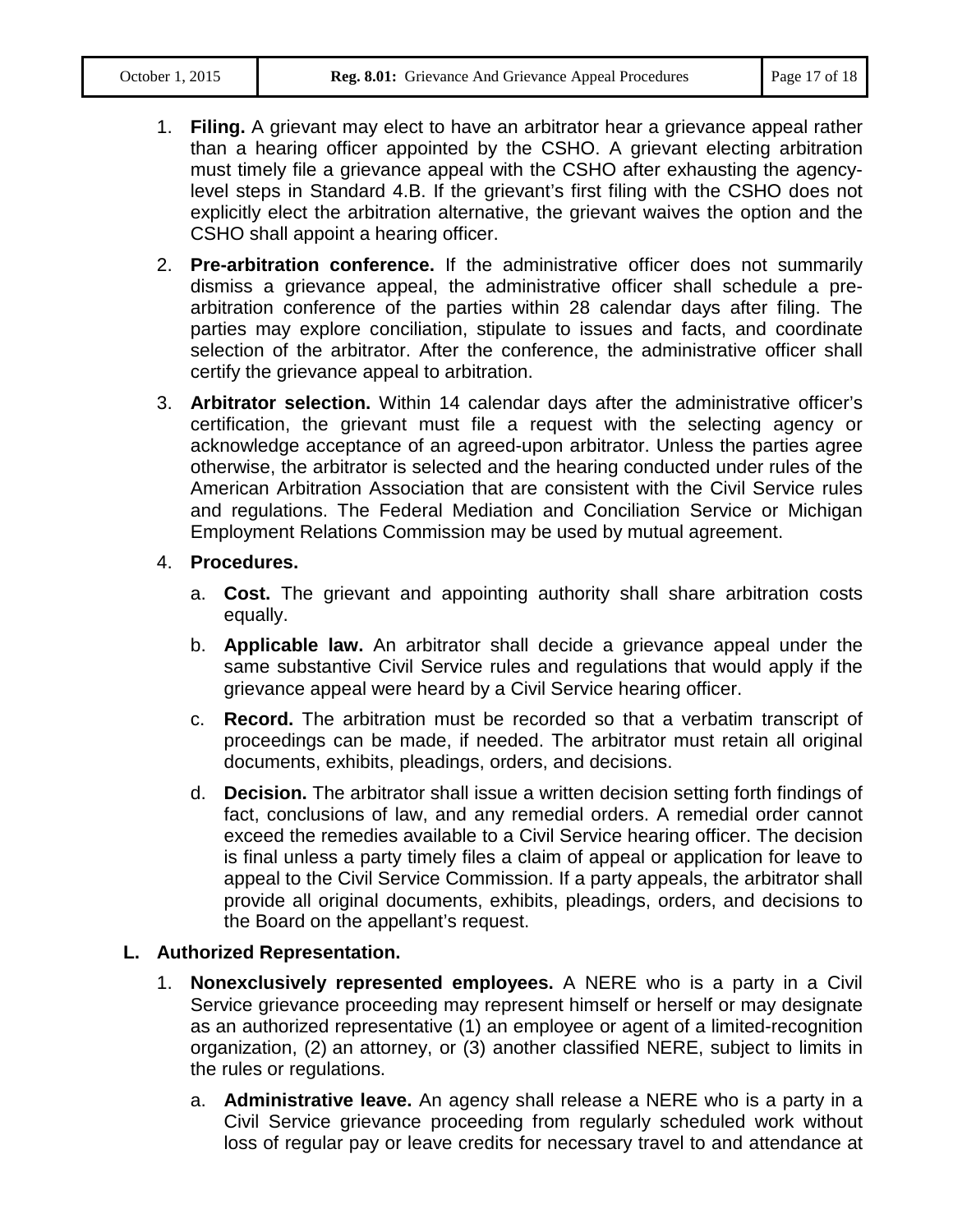1. **Filing.** A grievant may elect to have an arbitrator hear a grievance appeal rather than a hearing officer appointed by the CSHO. A grievant electing arbitration must timely file a grievance appeal with the CSHO after exhausting the agency-level steps in Standard 4.B. If the grievant's first filing with the CSHO does not explicitly elect the arbitration alternative, the grievant waives the option and the CSHO shall appoint a hearing officer.

2. **Pre-arbitration conference.** If the administrative officer does not summarily dismiss a grievance appeal, the administrative officer shall schedule a pre-arbitration conference of the parties within 28 calendar days after filing. The parties may explore conciliation, stipulate to issues and facts, and coordinate selection of the arbitrator. After the conference, the administrative officer shall certify the grievance appeal to arbitration.

3. **Arbitrator selection.** Within 14 calendar days after the administrative officer's certification, the grievant must file a request with the selecting agency or acknowledge acceptance of an agreed-upon arbitrator. Unless the parties agree otherwise, the arbitrator is selected and the hearing conducted under rules of the American Arbitration Association that are consistent with the Civil Service rules and regulations. The Federal Mediation and Conciliation Service or Michigan Employment Relations Commission may be used by mutual agreement.

4. **Procedures.**

   a. **Cost.** The grievant and appointing authority shall share arbitration costs equally.

   b. **Applicable law.** An arbitrator shall decide a grievance appeal under the same substantive Civil Service rules and regulations that would apply if the grievance appeal were heard by a Civil Service hearing officer.

   c. **Record.** The arbitration must be recorded so that a verbatim transcript of proceedings can be made, if needed. The arbitrator must retain all original documents, exhibits, pleadings, orders, and decisions.

   d. **Decision.** The arbitrator shall issue a written decision setting forth findings of fact, conclusions of law, and any remedial orders. A remedial order cannot exceed the remedies available to a Civil Service hearing officer. The decision is final unless a party timely files a claim of appeal or application for leave to appeal to the Civil Service Commission. If a party appeals, the arbitrator shall provide all original documents, exhibits, pleadings, orders, and decisions to the Board on the appellant's request.

**L. Authorized Representation.**

1. **Nonexclusively represented employees.** A NERE who is a party in a Civil Service grievance proceeding may represent himself or herself or may designate as an authorized representative (1) an employee or agent of a limited-recognition organization, (2) an attorney, or (3) another classified NERE, subject to limits in the rules or regulations.

   a. **Administrative leave.** An agency shall release a NERE who is a party in a Civil Service grievance proceeding from regularly scheduled work without loss of regular pay or leave credits for necessary travel to and attendance at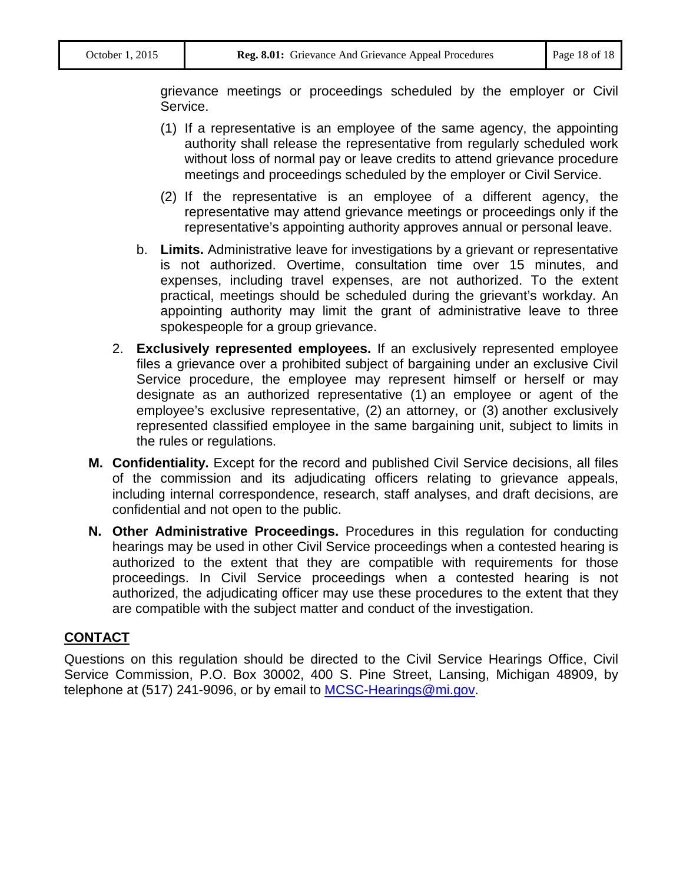grievance meetings or proceedings scheduled by the employer or Civil Service.

(1) If a representative is an employee of the same agency, the appointing authority shall release the representative from regularly scheduled work without loss of normal pay or leave credits to attend grievance procedure meetings and proceedings scheduled by the employer or Civil Service.

(2) If the representative is an employee of a different agency, the representative may attend grievance meetings or proceedings only if the representative's appointing authority approves annual or personal leave.

b. **Limits.** Administrative leave for investigations by a grievant or representative is not authorized. Overtime, consultation time over 15 minutes, and expenses, including travel expenses, are not authorized. To the extent practical, meetings should be scheduled during the grievant's workday. An appointing authority may limit the grant of administrative leave to three spokespeople for a group grievance.

2. **Exclusively represented employees.** If an exclusively represented employee files a grievance over a prohibited subject of bargaining under an exclusive Civil Service procedure, the employee may represent himself or herself or may designate as an authorized representative (1) an employee or agent of the employee's exclusive representative, (2) an attorney, or (3) another exclusively represented classified employee in the same bargaining unit, subject to limits in the rules or regulations.

**M. Confidentiality.** Except for the record and published Civil Service decisions, all files of the commission and its adjudicating officers relating to grievance appeals, including internal correspondence, research, staff analyses, and draft decisions, are confidential and not open to the public.

**N. Other Administrative Proceedings.** Procedures in this regulation for conducting hearings may be used in other Civil Service proceedings when a contested hearing is authorized to the extent that they are compatible with requirements for those proceedings. In Civil Service proceedings when a contested hearing is not authorized, the adjudicating officer may use these procedures to the extent that they are compatible with the subject matter and conduct of the investigation.

## CONTACT

Questions on this regulation should be directed to the Civil Service Hearings Office, Civil Service Commission, P.O. Box 30002, 400 S. Pine Street, Lansing, Michigan 48909, by telephone at (517) 241-9096, or by email to MCSC-Hearings@mi.gov.